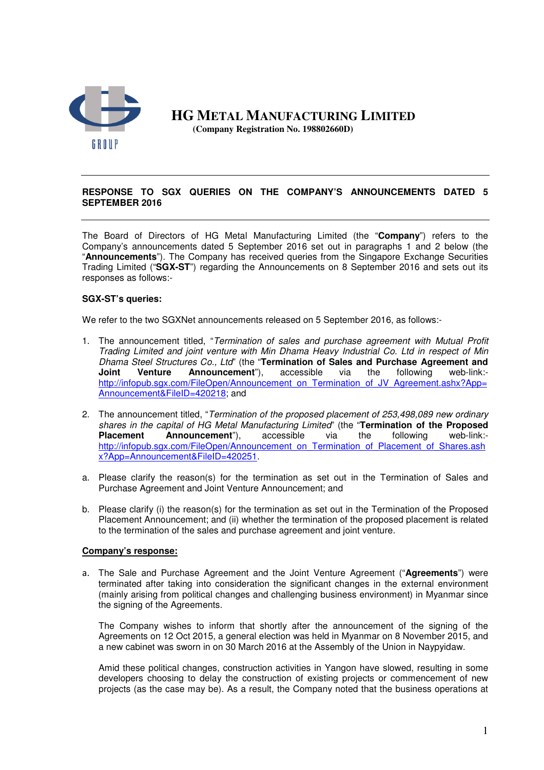# HG METAL MANUFACTURING LIMITED

(Company Registration No. 198802660D)

---

**RESPONSE TO SGX QUERIES ON THE COMPANY'S ANNOUNCEMENTS DATED 5 SEPTEMBER 2016**

---

The Board of Directors of HG Metal Manufacturing Limited (the "**Company**") refers to the Company's announcements dated 5 September 2016 set out in paragraphs 1 and 2 below (the "**Announcements**"). The Company has received queries from the Singapore Exchange Securities Trading Limited ("**SGX-ST**") regarding the Announcements on 8 September 2016 and sets out its responses as follows:-

**SGX-ST's queries:**

We refer to the two SGXNet announcements released on 5 September 2016, as follows:-

1. The announcement titled, "*Termination of sales and purchase agreement with Mutual Profit Trading Limited and joint venture with Min Dhama Heavy Industrial Co. Ltd in respect of Min Dhama Steel Structures Co., Ltd*" (the "**Termination of Sales and Purchase Agreement and Joint Venture Announcement**"), accessible via the following web-link:- http://infopub.sgx.com/FileOpen/Announcement_on_Termination_of_JV_Agreement.ashx?App=Announcement&FileID=420218; and

2. The announcement titled, "*Termination of the proposed placement of 253,498,089 new ordinary shares in the capital of HG Metal Manufacturing Limited*" (the "**Termination of the Proposed Placement Announcement**"), accessible via the following web-link:- http://infopub.sgx.com/FileOpen/Announcement_on_Termination_of_Placement_of_Shares.ashx?App=Announcement&FileID=420251.

a. Please clarify the reason(s) for the termination as set out in the Termination of Sales and Purchase Agreement and Joint Venture Announcement; and

b. Please clarify (i) the reason(s) for the termination as set out in the Termination of the Proposed Placement Announcement; and (ii) whether the termination of the proposed placement is related to the termination of the sales and purchase agreement and joint venture.

**Company's response:**

a. The Sale and Purchase Agreement and the Joint Venture Agreement ("**Agreements**") were terminated after taking into consideration the significant changes in the external environment (mainly arising from political changes and challenging business environment) in Myanmar since the signing of the Agreements.

   The Company wishes to inform that shortly after the announcement of the signing of the Agreements on 12 Oct 2015, a general election was held in Myanmar on 8 November 2015, and a new cabinet was sworn in on 30 March 2016 at the Assembly of the Union in Naypyidaw.

   Amid these political changes, construction activities in Yangon have slowed, resulting in some developers choosing to delay the construction of existing projects or commencement of new projects (as the case may be). As a result, the Company noted that the business operations at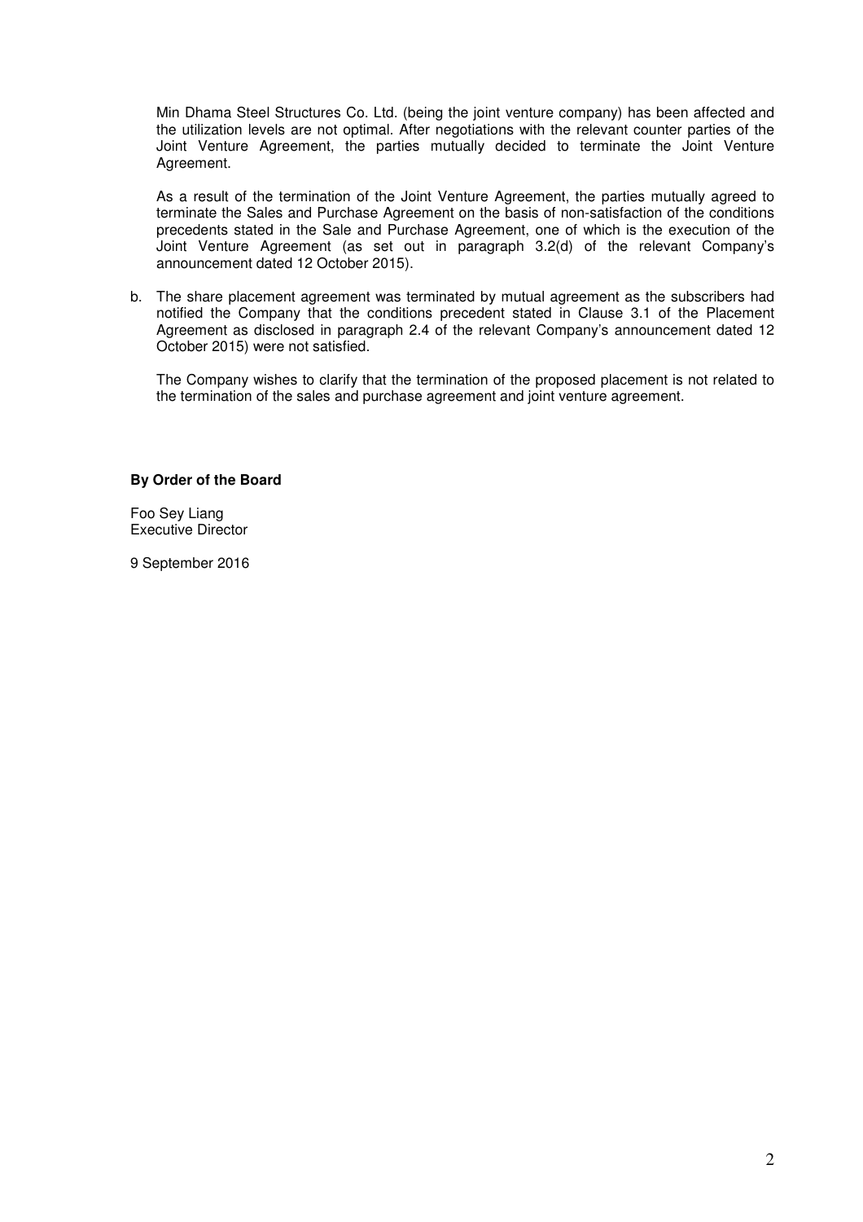Min Dhama Steel Structures Co. Ltd. (being the joint venture company) has been affected and the utilization levels are not optimal. After negotiations with the relevant counter parties of the Joint Venture Agreement, the parties mutually decided to terminate the Joint Venture Agreement.

As a result of the termination of the Joint Venture Agreement, the parties mutually agreed to terminate the Sales and Purchase Agreement on the basis of non-satisfaction of the conditions precedents stated in the Sale and Purchase Agreement, one of which is the execution of the Joint Venture Agreement (as set out in paragraph 3.2(d) of the relevant Company's announcement dated 12 October 2015).

b. The share placement agreement was terminated by mutual agreement as the subscribers had notified the Company that the conditions precedent stated in Clause 3.1 of the Placement Agreement as disclosed in paragraph 2.4 of the relevant Company's announcement dated 12 October 2015) were not satisfied.

   The Company wishes to clarify that the termination of the proposed placement is not related to the termination of the sales and purchase agreement and joint venture agreement.

**By Order of the Board**

Foo Sey Liang
Executive Director

9 September 2016